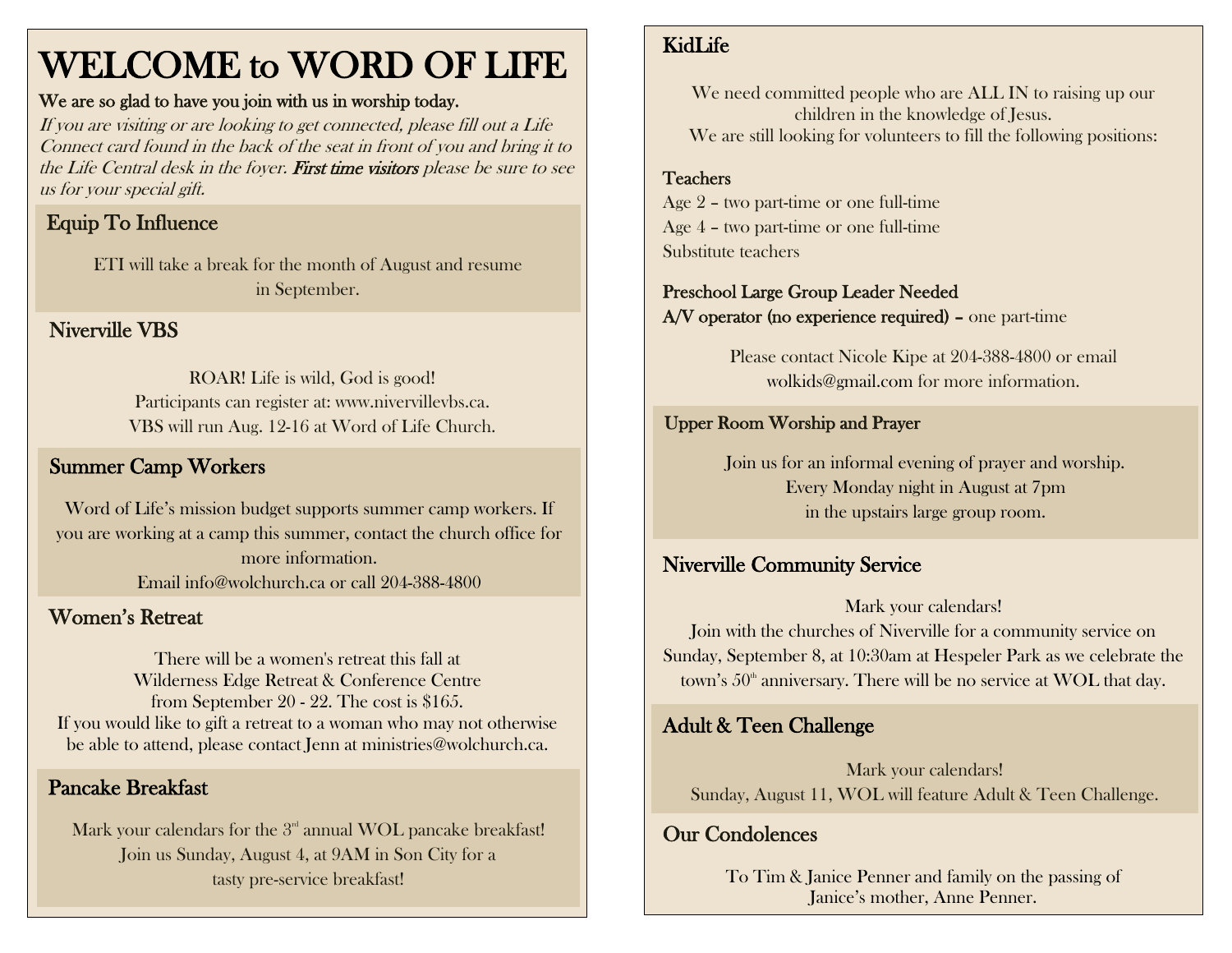# WELCOME to WORD OF LIFE

**We are so glad to have you join with us in worship today.**

*If you are visiting or are looking to get connected, please fill out a Life Connect card found in the back of the seat in front of you and bring it to the Life Central desk in the foyer.* ***First time visitors*** *please be sure to see us for your special gift.*

## Equip To Influence

ETI will take a break for the month of August and resume in September.

## Niverville VBS

ROAR! Life is wild, God is good!
Participants can register at: www.nivervillevbs.ca.
VBS will run Aug. 12-16 at Word of Life Church.

## Summer Camp Workers

Word of Life's mission budget supports summer camp workers. If you are working at a camp this summer, contact the church office for more information.
Email info@wolchurch.ca or call 204-388-4800

## Women's Retreat

There will be a women's retreat this fall at Wilderness Edge Retreat & Conference Centre from September 20 - 22. The cost is $165.
If you would like to gift a retreat to a woman who may not otherwise be able to attend, please contact Jenn at ministries@wolchurch.ca.

## Pancake Breakfast

Mark your calendars for the 3rd annual WOL pancake breakfast!
Join us Sunday, August 4, at 9AM in Son City for a tasty pre-service breakfast!

## KidLife

We need committed people who are ALL IN to raising up our children in the knowledge of Jesus.
We are still looking for volunteers to fill the following positions:

**Teachers**
Age 2 – two part-time or one full-time
Age 4 – two part-time or one full-time
Substitute teachers

**Preschool Large Group Leader Needed**
**A/V operator (no experience required) –** one part-time

Please contact Nicole Kipe at 204-388-4800 or email wolkids@gmail.com for more information.

## Upper Room Worship and Prayer

Join us for an informal evening of prayer and worship.
Every Monday night in August at 7pm in the upstairs large group room.

## Niverville Community Service

Mark your calendars!
Join with the churches of Niverville for a community service on Sunday, September 8, at 10:30am at Hespeler Park as we celebrate the town's 50th anniversary. There will be no service at WOL that day.

## Adult & Teen Challenge

Mark your calendars!
Sunday, August 11, WOL will feature Adult & Teen Challenge.

## Our Condolences

To Tim & Janice Penner and family on the passing of Janice's mother, Anne Penner.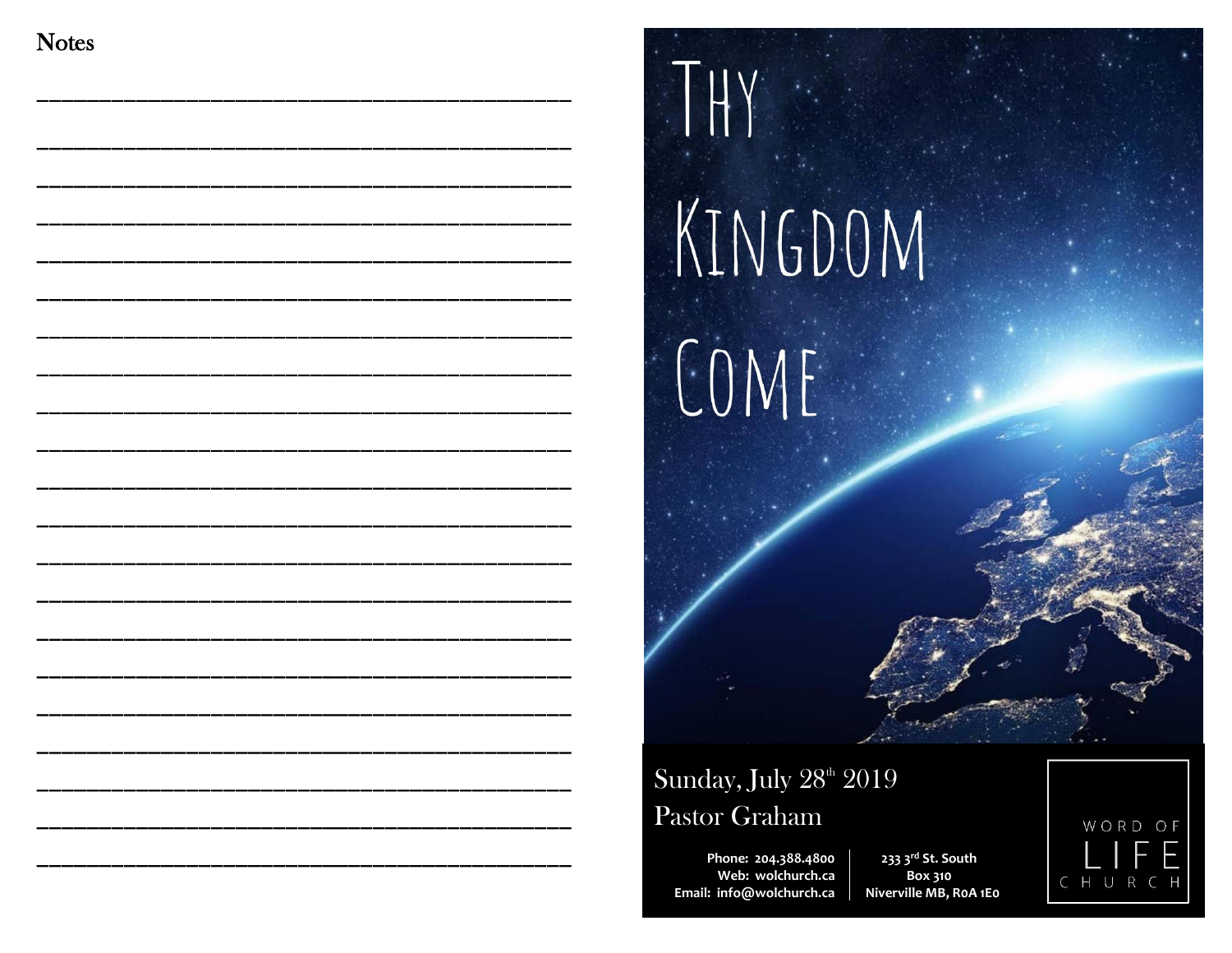**Notes**

_______________________________________________

_______________________________________________

_______________________________________________

_______________________________________________

_______________________________________________

_______________________________________________

_______________________________________________

_______________________________________________

_______________________________________________

_______________________________________________

_______________________________________________

_______________________________________________

_______________________________________________

_______________________________________________

_______________________________________________

_______________________________________________

_______________________________________________

_______________________________________________

_______________________________________________

_______________________________________________

_______________________________________________

# Thy Kingdom Come

Sunday, July 28th 2019

Pastor Graham

**Phone: 204.388.4800**
**Web: wolchurch.ca**
**Email: info@wolchurch.ca**

**233 3rd St. South**
**Box 310**
**Niverville MB, R0A 1E0**

WORD OF LIFE CHURCH